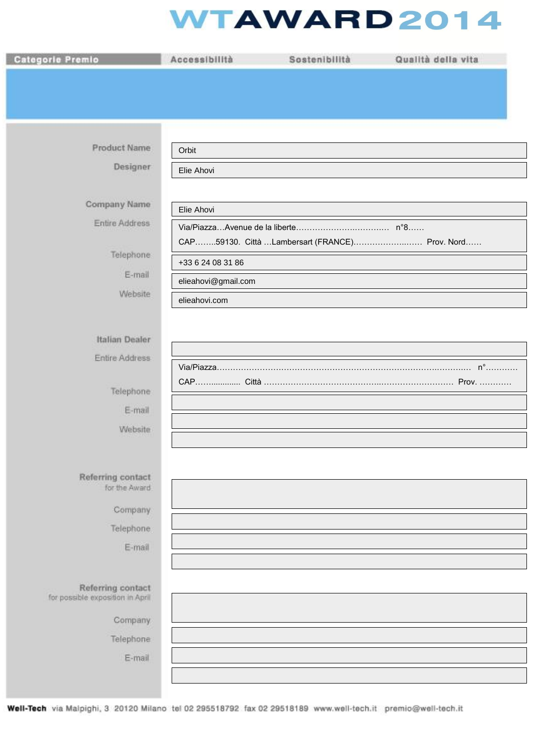# WTAWARD 2014

| Categorie Premio | Accessibilità | Sostenibilità | Qualità della vita |
|---|---|---|---|

**Product Name:** Orbit

**Designer:** Elie Ahovi

**Company Name:** Elie Ahovi

**Entire Address:**
Via/Piazza…Avenue de la liberte……………………………… n°8……
CAP……..59130. Città …Lambersart (FRANCE)…………………..…… Prov. Nord……

**Telephone:** +33 6 24 08 31 86

**E-mail:** elieahovi@gmail.com

**Website:** elieahovi.com

**Italian Dealer:**

**Entire Address:**
Via/Piazza………………………………………………………………………….……….. n°…………
CAP……............ Città ……………………………………..………………………. Prov. …………

**Telephone:**

**E-mail:**

**Website:**

**Referring contact** for the Award:

**Company:**

**Telephone:**

**E-mail:**

**Referring contact** for possible exposition in April:

**Company:**

**Telephone:**

**E-mail:**

**Well-Tech** via Malpighi, 3 20120 Milano tel 02 295518792 fax 02 29518189 www.well-tech.it premio@well-tech.it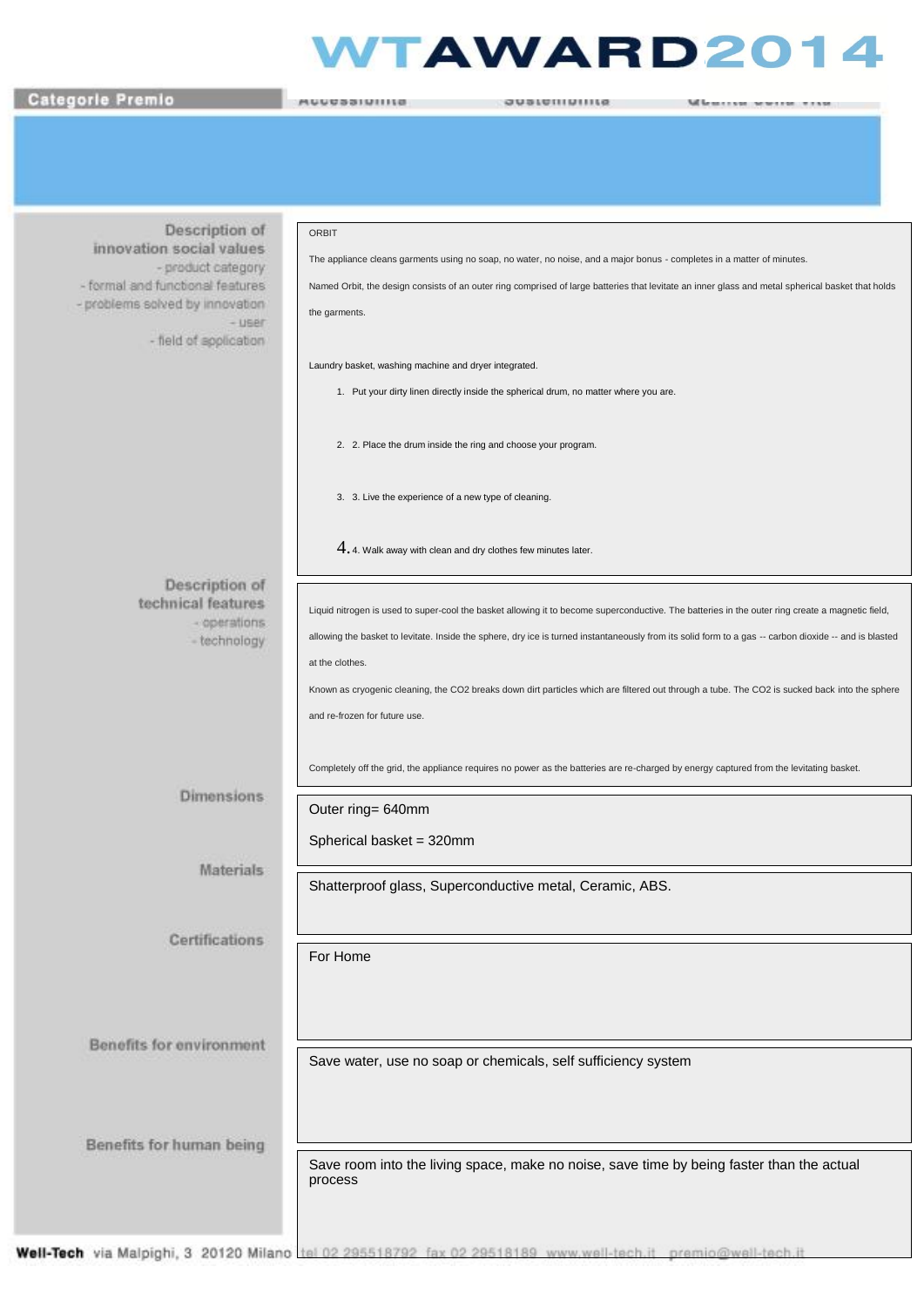# WTAWARD2014

**Categorie Premio** | Accessibilità | Sostenibilità | Qualità della vita

**Description of innovation social values**
- product category
- formal and functional features
- problems solved by innovation
- user
- field of application

ORBIT

The appliance cleans garments using no soap, no water, no noise, and a major bonus - completes in a matter of minutes.

Named Orbit, the design consists of an outer ring comprised of large batteries that levitate an inner glass and metal spherical basket that holds the garments.

Laundry basket, washing machine and dryer integrated.

1. Put your dirty linen directly inside the spherical drum, no matter where you are.
2. 2. Place the drum inside the ring and choose your program.
3. 3. Live the experience of a new type of cleaning.
4. 4. Walk away with clean and dry clothes few minutes later.

**Description of technical features**
- operations
- technology

Liquid nitrogen is used to super-cool the basket allowing it to become superconductive. The batteries in the outer ring create a magnetic field, allowing the basket to levitate. Inside the sphere, dry ice is turned instantaneously from its solid form to a gas -- carbon dioxide -- and is blasted at the clothes.

Known as cryogenic cleaning, the $CO_2$ breaks down dirt particles which are filtered out through a tube. The $CO_2$ is sucked back into the sphere and re-frozen for future use.

Completely off the grid, the appliance requires no power as the batteries are re-charged by energy captured from the levitating basket.

**Dimensions**

Outer ring= 640mm

Spherical basket = 320mm

**Materials**

Shatterproof glass, Superconductive metal, Ceramic, ABS.

**Certifications**

For Home

**Benefits for environment**

Save water, use no soap or chemicals, self sufficiency system

**Benefits for human being**

Save room into the living space, make no noise, save time by being faster than the actual process

**Well-Tech** via Malpighi, 3 20120 Milano tel 02 295518792 fax 02 29518189 www.well-tech.it premio@well-tech.it